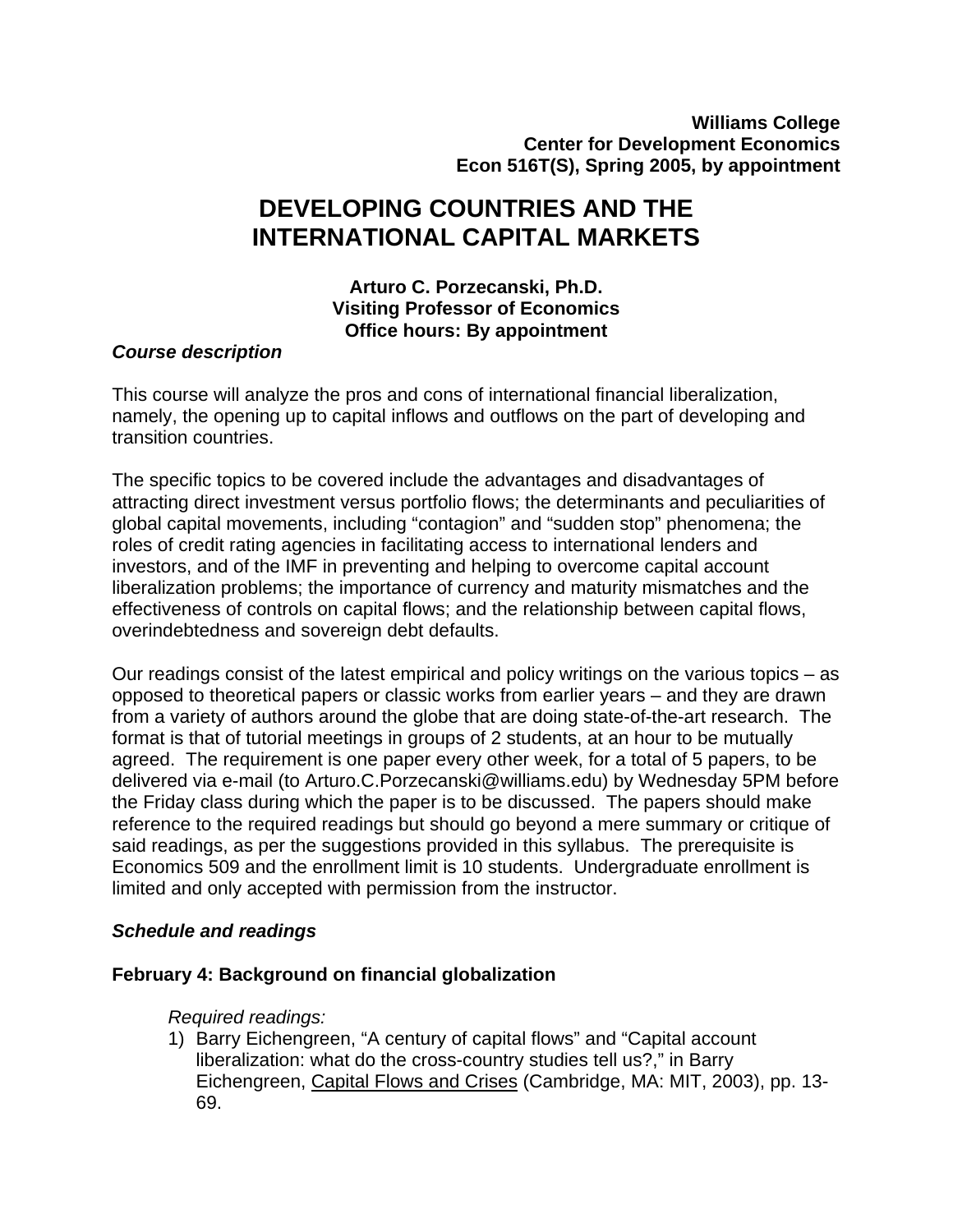**Williams College**
**Center for Development Economics**
**Econ 516T(S), Spring 2005, by appointment**

# DEVELOPING COUNTRIES AND THE INTERNATIONAL CAPITAL MARKETS

**Arturo C. Porzecanski, Ph.D.**
**Visiting Professor of Economics**
**Office hours: By appointment**

***Course description***

This course will analyze the pros and cons of international financial liberalization, namely, the opening up to capital inflows and outflows on the part of developing and transition countries.

The specific topics to be covered include the advantages and disadvantages of attracting direct investment versus portfolio flows; the determinants and peculiarities of global capital movements, including "contagion" and "sudden stop" phenomena; the roles of credit rating agencies in facilitating access to international lenders and investors, and of the IMF in preventing and helping to overcome capital account liberalization problems; the importance of currency and maturity mismatches and the effectiveness of controls on capital flows; and the relationship between capital flows, overindebtedness and sovereign debt defaults.

Our readings consist of the latest empirical and policy writings on the various topics – as opposed to theoretical papers or classic works from earlier years – and they are drawn from a variety of authors around the globe that are doing state-of-the-art research. The format is that of tutorial meetings in groups of 2 students, at an hour to be mutually agreed. The requirement is one paper every other week, for a total of 5 papers, to be delivered via e-mail (to Arturo.C.Porzecanski@williams.edu) by Wednesday 5PM before the Friday class during which the paper is to be discussed. The papers should make reference to the required readings but should go beyond a mere summary or critique of said readings, as per the suggestions provided in this syllabus. The prerequisite is Economics 509 and the enrollment limit is 10 students. Undergraduate enrollment is limited and only accepted with permission from the instructor.

***Schedule and readings***

**February 4: Background on financial globalization**

*Required readings:*

1) Barry Eichengreen, "A century of capital flows" and "Capital account liberalization: what do the cross-country studies tell us?," in Barry Eichengreen, Capital Flows and Crises (Cambridge, MA: MIT, 2003), pp. 13-69.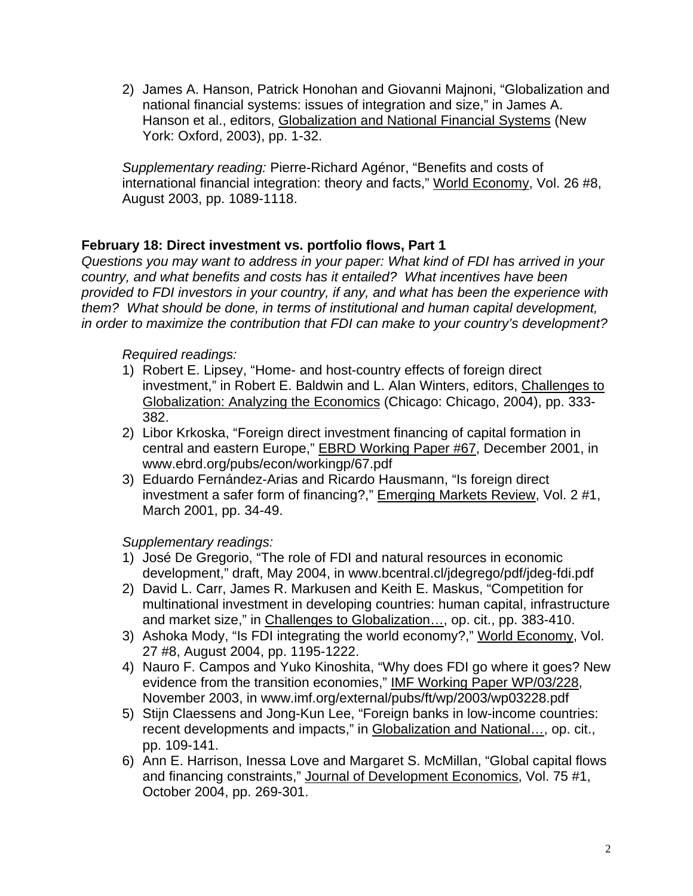2) James A. Hanson, Patrick Honohan and Giovanni Majnoni, "Globalization and national financial systems: issues of integration and size," in James A. Hanson et al., editors, Globalization and National Financial Systems (New York: Oxford, 2003), pp. 1-32.

*Supplementary reading:* Pierre-Richard Agénor, "Benefits and costs of international financial integration: theory and facts," World Economy, Vol. 26 #8, August 2003, pp. 1089-1118.

**February 18: Direct investment vs. portfolio flows, Part 1**

*Questions you may want to address in your paper: What kind of FDI has arrived in your country, and what benefits and costs has it entailed? What incentives have been provided to FDI investors in your country, if any, and what has been the experience with them? What should be done, in terms of institutional and human capital development, in order to maximize the contribution that FDI can make to your country's development?*

*Required readings:*

1) Robert E. Lipsey, "Home- and host-country effects of foreign direct investment," in Robert E. Baldwin and L. Alan Winters, editors, Challenges to Globalization: Analyzing the Economics (Chicago: Chicago, 2004), pp. 333-382.
2) Libor Krkoska, "Foreign direct investment financing of capital formation in central and eastern Europe," EBRD Working Paper #67, December 2001, in www.ebrd.org/pubs/econ/workingp/67.pdf
3) Eduardo Fernández-Arias and Ricardo Hausmann, "Is foreign direct investment a safer form of financing?," Emerging Markets Review, Vol. 2 #1, March 2001, pp. 34-49.

*Supplementary readings:*

1) José De Gregorio, "The role of FDI and natural resources in economic development," draft, May 2004, in www.bcentral.cl/jdegrego/pdf/jdeg-fdi.pdf
2) David L. Carr, James R. Markusen and Keith E. Maskus, "Competition for multinational investment in developing countries: human capital, infrastructure and market size," in Challenges to Globalization…, op. cit., pp. 383-410.
3) Ashoka Mody, "Is FDI integrating the world economy?," World Economy, Vol. 27 #8, August 2004, pp. 1195-1222.
4) Nauro F. Campos and Yuko Kinoshita, "Why does FDI go where it goes? New evidence from the transition economies," IMF Working Paper WP/03/228, November 2003, in www.imf.org/external/pubs/ft/wp/2003/wp03228.pdf
5) Stijn Claessens and Jong-Kun Lee, "Foreign banks in low-income countries: recent developments and impacts," in Globalization and National…, op. cit., pp. 109-141.
6) Ann E. Harrison, Inessa Love and Margaret S. McMillan, "Global capital flows and financing constraints," Journal of Development Economics, Vol. 75 #1, October 2004, pp. 269-301.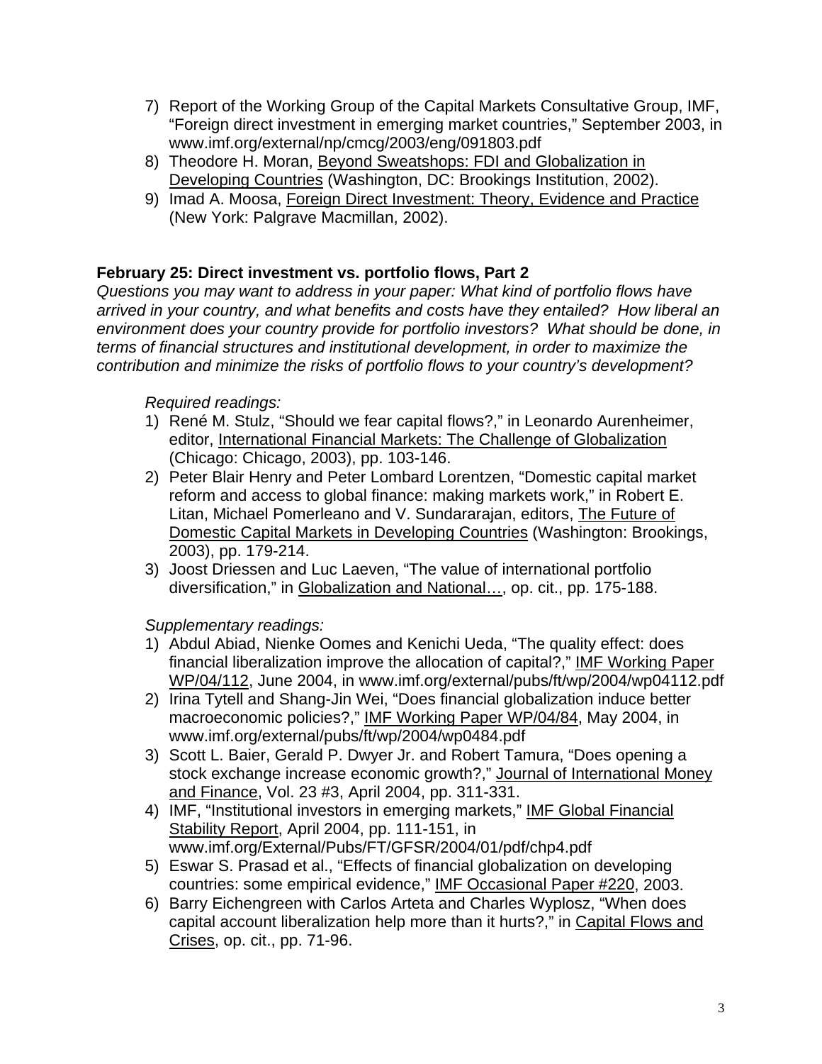7) Report of the Working Group of the Capital Markets Consultative Group, IMF, "Foreign direct investment in emerging market countries," September 2003, in www.imf.org/external/np/cmcg/2003/eng/091803.pdf
8) Theodore H. Moran, Beyond Sweatshops: FDI and Globalization in Developing Countries (Washington, DC: Brookings Institution, 2002).
9) Imad A. Moosa, Foreign Direct Investment: Theory, Evidence and Practice (New York: Palgrave Macmillan, 2002).

**February 25: Direct investment vs. portfolio flows, Part 2**

*Questions you may want to address in your paper: What kind of portfolio flows have arrived in your country, and what benefits and costs have they entailed? How liberal an environment does your country provide for portfolio investors? What should be done, in terms of financial structures and institutional development, in order to maximize the contribution and minimize the risks of portfolio flows to your country's development?*

*Required readings:*

1) René M. Stulz, "Should we fear capital flows?," in Leonardo Aurenheimer, editor, International Financial Markets: The Challenge of Globalization (Chicago: Chicago, 2003), pp. 103-146.
2) Peter Blair Henry and Peter Lombard Lorentzen, "Domestic capital market reform and access to global finance: making markets work," in Robert E. Litan, Michael Pomerleano and V. Sundararajan, editors, The Future of Domestic Capital Markets in Developing Countries (Washington: Brookings, 2003), pp. 179-214.
3) Joost Driessen and Luc Laeven, "The value of international portfolio diversification," in Globalization and National…, op. cit., pp. 175-188.

*Supplementary readings:*

1) Abdul Abiad, Nienke Oomes and Kenichi Ueda, "The quality effect: does financial liberalization improve the allocation of capital?," IMF Working Paper WP/04/112, June 2004, in www.imf.org/external/pubs/ft/wp/2004/wp04112.pdf
2) Irina Tytell and Shang-Jin Wei, "Does financial globalization induce better macroeconomic policies?," IMF Working Paper WP/04/84, May 2004, in www.imf.org/external/pubs/ft/wp/2004/wp0484.pdf
3) Scott L. Baier, Gerald P. Dwyer Jr. and Robert Tamura, "Does opening a stock exchange increase economic growth?," Journal of International Money and Finance, Vol. 23 #3, April 2004, pp. 311-331.
4) IMF, "Institutional investors in emerging markets," IMF Global Financial Stability Report, April 2004, pp. 111-151, in www.imf.org/External/Pubs/FT/GFSR/2004/01/pdf/chp4.pdf
5) Eswar S. Prasad et al., "Effects of financial globalization on developing countries: some empirical evidence," IMF Occasional Paper #220, 2003.
6) Barry Eichengreen with Carlos Arteta and Charles Wyplosz, "When does capital account liberalization help more than it hurts?," in Capital Flows and Crises, op. cit., pp. 71-96.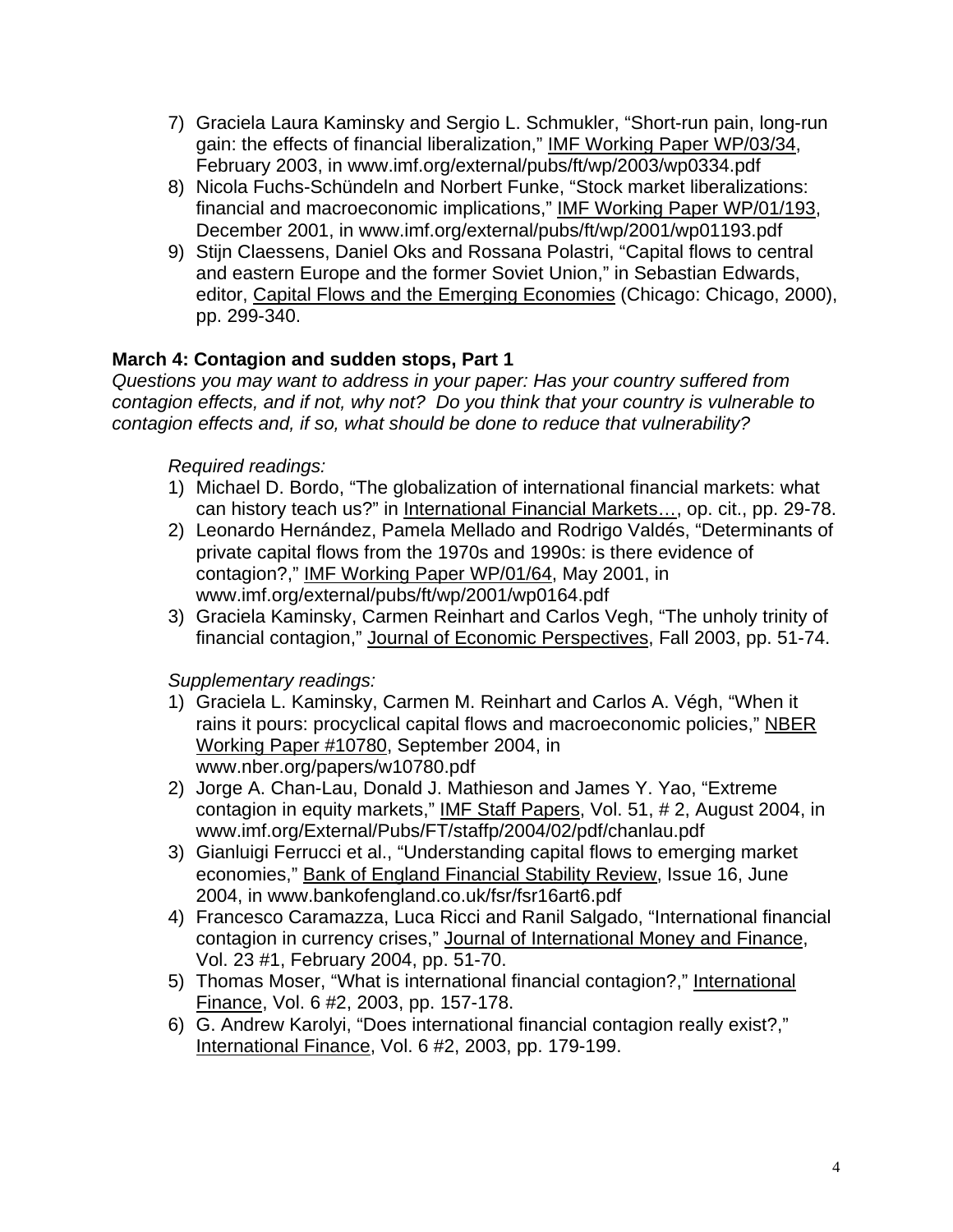7) Graciela Laura Kaminsky and Sergio L. Schmukler, "Short-run pain, long-run gain: the effects of financial liberalization," IMF Working Paper WP/03/34, February 2003, in www.imf.org/external/pubs/ft/wp/2003/wp0334.pdf
8) Nicola Fuchs-Schündeln and Norbert Funke, "Stock market liberalizations: financial and macroeconomic implications," IMF Working Paper WP/01/193, December 2001, in www.imf.org/external/pubs/ft/wp/2001/wp01193.pdf
9) Stijn Claessens, Daniel Oks and Rossana Polastri, "Capital flows to central and eastern Europe and the former Soviet Union," in Sebastian Edwards, editor, Capital Flows and the Emerging Economies (Chicago: Chicago, 2000), pp. 299-340.

**March 4: Contagion and sudden stops, Part 1**

*Questions you may want to address in your paper: Has your country suffered from contagion effects, and if not, why not? Do you think that your country is vulnerable to contagion effects and, if so, what should be done to reduce that vulnerability?*

*Required readings:*

1) Michael D. Bordo, "The globalization of international financial markets: what can history teach us?" in International Financial Markets…, op. cit., pp. 29-78.
2) Leonardo Hernández, Pamela Mellado and Rodrigo Valdés, "Determinants of private capital flows from the 1970s and 1990s: is there evidence of contagion?," IMF Working Paper WP/01/64, May 2001, in www.imf.org/external/pubs/ft/wp/2001/wp0164.pdf
3) Graciela Kaminsky, Carmen Reinhart and Carlos Vegh, "The unholy trinity of financial contagion," Journal of Economic Perspectives, Fall 2003, pp. 51-74.

*Supplementary readings:*

1) Graciela L. Kaminsky, Carmen M. Reinhart and Carlos A. Végh, "When it rains it pours: procyclical capital flows and macroeconomic policies," NBER Working Paper #10780, September 2004, in www.nber.org/papers/w10780.pdf
2) Jorge A. Chan-Lau, Donald J. Mathieson and James Y. Yao, "Extreme contagion in equity markets," IMF Staff Papers, Vol. 51, # 2, August 2004, in www.imf.org/External/Pubs/FT/staffp/2004/02/pdf/chanlau.pdf
3) Gianluigi Ferrucci et al., "Understanding capital flows to emerging market economies," Bank of England Financial Stability Review, Issue 16, June 2004, in www.bankofengland.co.uk/fsr/fsr16art6.pdf
4) Francesco Caramazza, Luca Ricci and Ranil Salgado, "International financial contagion in currency crises," Journal of International Money and Finance, Vol. 23 #1, February 2004, pp. 51-70.
5) Thomas Moser, "What is international financial contagion?," International Finance, Vol. 6 #2, 2003, pp. 157-178.
6) G. Andrew Karolyi, "Does international financial contagion really exist?," International Finance, Vol. 6 #2, 2003, pp. 179-199.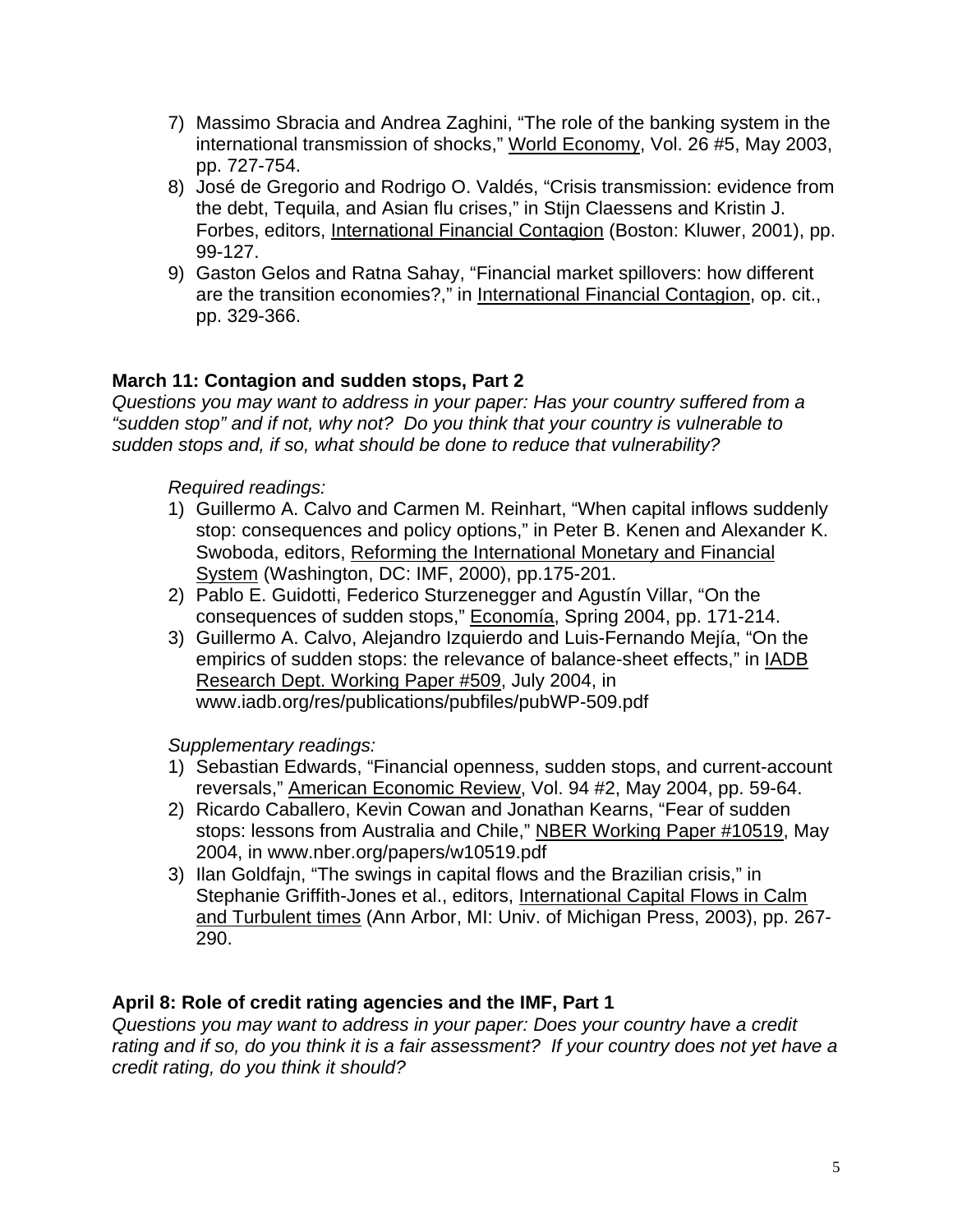7) Massimo Sbracia and Andrea Zaghini, "The role of the banking system in the international transmission of shocks," World Economy, Vol. 26 #5, May 2003, pp. 727-754.
8) José de Gregorio and Rodrigo O. Valdés, "Crisis transmission: evidence from the debt, Tequila, and Asian flu crises," in Stijn Claessens and Kristin J. Forbes, editors, International Financial Contagion (Boston: Kluwer, 2001), pp. 99-127.
9) Gaston Gelos and Ratna Sahay, "Financial market spillovers: how different are the transition economies?," in International Financial Contagion, op. cit., pp. 329-366.

**March 11: Contagion and sudden stops, Part 2**

*Questions you may want to address in your paper: Has your country suffered from a "sudden stop" and if not, why not? Do you think that your country is vulnerable to sudden stops and, if so, what should be done to reduce that vulnerability?*

*Required readings:*

1) Guillermo A. Calvo and Carmen M. Reinhart, "When capital inflows suddenly stop: consequences and policy options," in Peter B. Kenen and Alexander K. Swoboda, editors, Reforming the International Monetary and Financial System (Washington, DC: IMF, 2000), pp.175-201.
2) Pablo E. Guidotti, Federico Sturzenegger and Agustín Villar, "On the consequences of sudden stops," Economía, Spring 2004, pp. 171-214.
3) Guillermo A. Calvo, Alejandro Izquierdo and Luis-Fernando Mejía, "On the empirics of sudden stops: the relevance of balance-sheet effects," in IADB Research Dept. Working Paper #509, July 2004, in www.iadb.org/res/publications/pubfiles/pubWP-509.pdf

*Supplementary readings:*

1) Sebastian Edwards, "Financial openness, sudden stops, and current-account reversals," American Economic Review, Vol. 94 #2, May 2004, pp. 59-64.
2) Ricardo Caballero, Kevin Cowan and Jonathan Kearns, "Fear of sudden stops: lessons from Australia and Chile," NBER Working Paper #10519, May 2004, in www.nber.org/papers/w10519.pdf
3) Ilan Goldfajn, "The swings in capital flows and the Brazilian crisis," in Stephanie Griffith-Jones et al., editors, International Capital Flows in Calm and Turbulent times (Ann Arbor, MI: Univ. of Michigan Press, 2003), pp. 267-290.

**April 8: Role of credit rating agencies and the IMF, Part 1**

*Questions you may want to address in your paper: Does your country have a credit rating and if so, do you think it is a fair assessment? If your country does not yet have a credit rating, do you think it should?*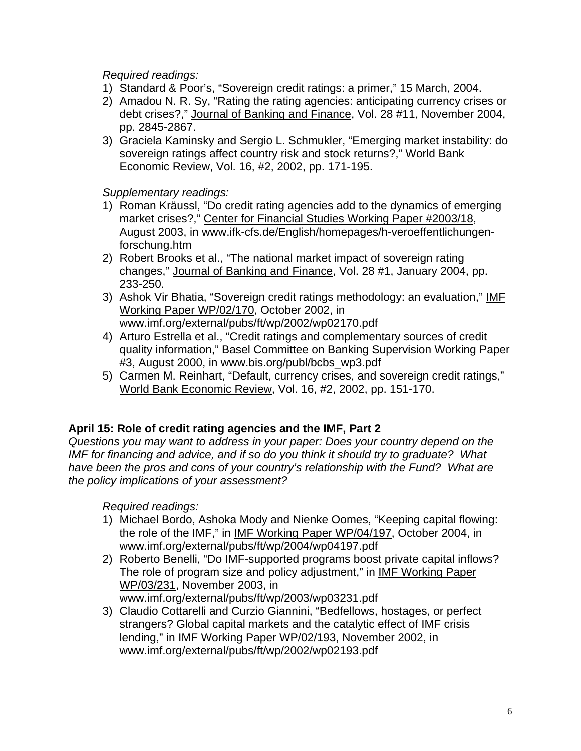*Required readings:*

1) Standard & Poor's, "Sovereign credit ratings: a primer," 15 March, 2004.
2) Amadou N. R. Sy, "Rating the rating agencies: anticipating currency crises or debt crises?," Journal of Banking and Finance, Vol. 28 #11, November 2004, pp. 2845-2867.
3) Graciela Kaminsky and Sergio L. Schmukler, "Emerging market instability: do sovereign ratings affect country risk and stock returns?," World Bank Economic Review, Vol. 16, #2, 2002, pp. 171-195.

*Supplementary readings:*

1) Roman Kräussl, "Do credit rating agencies add to the dynamics of emerging market crises?," Center for Financial Studies Working Paper #2003/18, August 2003, in www.ifk-cfs.de/English/homepages/h-veroeffentlichungen-forschung.htm
2) Robert Brooks et al., "The national market impact of sovereign rating changes," Journal of Banking and Finance, Vol. 28 #1, January 2004, pp. 233-250.
3) Ashok Vir Bhatia, "Sovereign credit ratings methodology: an evaluation," IMF Working Paper WP/02/170, October 2002, in www.imf.org/external/pubs/ft/wp/2002/wp02170.pdf
4) Arturo Estrella et al., "Credit ratings and complementary sources of credit quality information," Basel Committee on Banking Supervision Working Paper #3, August 2000, in www.bis.org/publ/bcbs_wp3.pdf
5) Carmen M. Reinhart, "Default, currency crises, and sovereign credit ratings," World Bank Economic Review, Vol. 16, #2, 2002, pp. 151-170.

**April 15: Role of credit rating agencies and the IMF, Part 2**

*Questions you may want to address in your paper: Does your country depend on the IMF for financing and advice, and if so do you think it should try to graduate? What have been the pros and cons of your country's relationship with the Fund? What are the policy implications of your assessment?*

*Required readings:*

1) Michael Bordo, Ashoka Mody and Nienke Oomes, "Keeping capital flowing: the role of the IMF," in IMF Working Paper WP/04/197, October 2004, in www.imf.org/external/pubs/ft/wp/2004/wp04197.pdf
2) Roberto Benelli, "Do IMF-supported programs boost private capital inflows? The role of program size and policy adjustment," in IMF Working Paper WP/03/231, November 2003, in www.imf.org/external/pubs/ft/wp/2003/wp03231.pdf
3) Claudio Cottarelli and Curzio Giannini, "Bedfellows, hostages, or perfect strangers? Global capital markets and the catalytic effect of IMF crisis lending," in IMF Working Paper WP/02/193, November 2002, in www.imf.org/external/pubs/ft/wp/2002/wp02193.pdf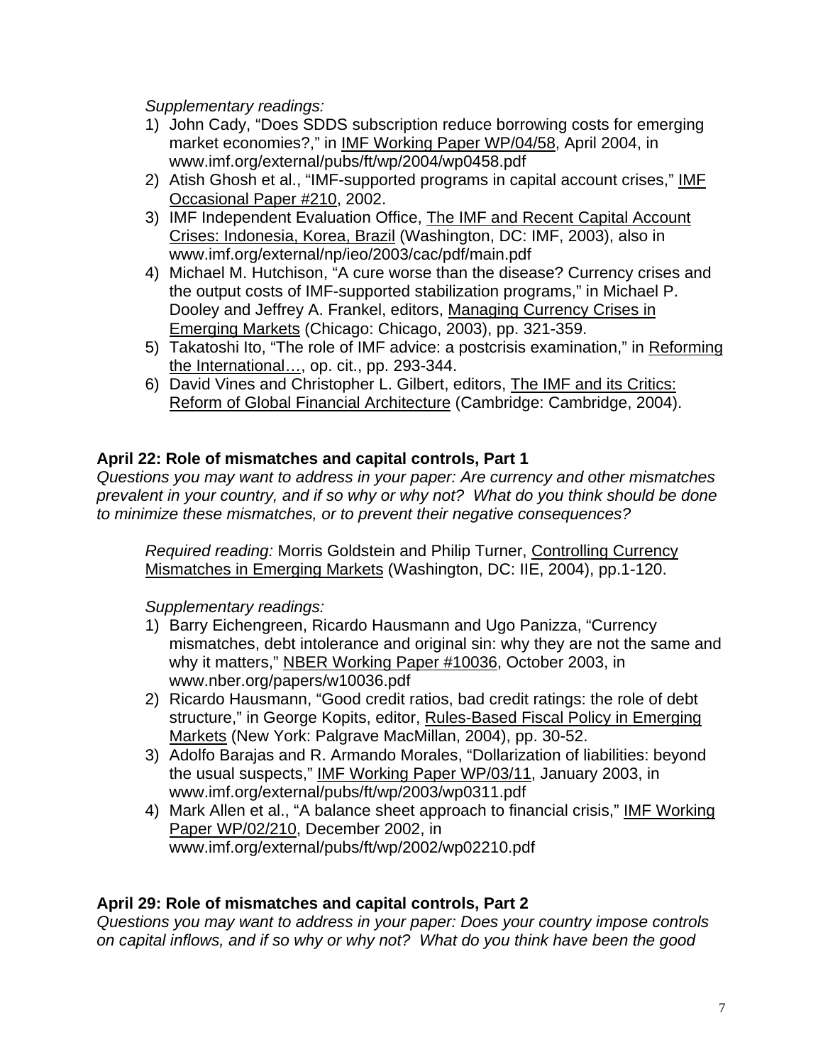*Supplementary readings:*

1) John Cady, "Does SDDS subscription reduce borrowing costs for emerging market economies?," in IMF Working Paper WP/04/58, April 2004, in www.imf.org/external/pubs/ft/wp/2004/wp0458.pdf
2) Atish Ghosh et al., "IMF-supported programs in capital account crises," IMF Occasional Paper #210, 2002.
3) IMF Independent Evaluation Office, The IMF and Recent Capital Account Crises: Indonesia, Korea, Brazil (Washington, DC: IMF, 2003), also in www.imf.org/external/np/ieo/2003/cac/pdf/main.pdf
4) Michael M. Hutchison, "A cure worse than the disease? Currency crises and the output costs of IMF-supported stabilization programs," in Michael P. Dooley and Jeffrey A. Frankel, editors, Managing Currency Crises in Emerging Markets (Chicago: Chicago, 2003), pp. 321-359.
5) Takatoshi Ito, "The role of IMF advice: a postcrisis examination," in Reforming the International…, op. cit., pp. 293-344.
6) David Vines and Christopher L. Gilbert, editors, The IMF and its Critics: Reform of Global Financial Architecture (Cambridge: Cambridge, 2004).

**April 22: Role of mismatches and capital controls, Part 1**

*Questions you may want to address in your paper: Are currency and other mismatches prevalent in your country, and if so why or why not? What do you think should be done to minimize these mismatches, or to prevent their negative consequences?*

*Required reading:* Morris Goldstein and Philip Turner, Controlling Currency Mismatches in Emerging Markets (Washington, DC: IIE, 2004), pp.1-120.

*Supplementary readings:*

1) Barry Eichengreen, Ricardo Hausmann and Ugo Panizza, "Currency mismatches, debt intolerance and original sin: why they are not the same and why it matters," NBER Working Paper #10036, October 2003, in www.nber.org/papers/w10036.pdf
2) Ricardo Hausmann, "Good credit ratios, bad credit ratings: the role of debt structure," in George Kopits, editor, Rules-Based Fiscal Policy in Emerging Markets (New York: Palgrave MacMillan, 2004), pp. 30-52.
3) Adolfo Barajas and R. Armando Morales, "Dollarization of liabilities: beyond the usual suspects," IMF Working Paper WP/03/11, January 2003, in www.imf.org/external/pubs/ft/wp/2003/wp0311.pdf
4) Mark Allen et al., "A balance sheet approach to financial crisis," IMF Working Paper WP/02/210, December 2002, in www.imf.org/external/pubs/ft/wp/2002/wp02210.pdf

**April 29: Role of mismatches and capital controls, Part 2**

*Questions you may want to address in your paper: Does your country impose controls on capital inflows, and if so why or why not? What do you think have been the good*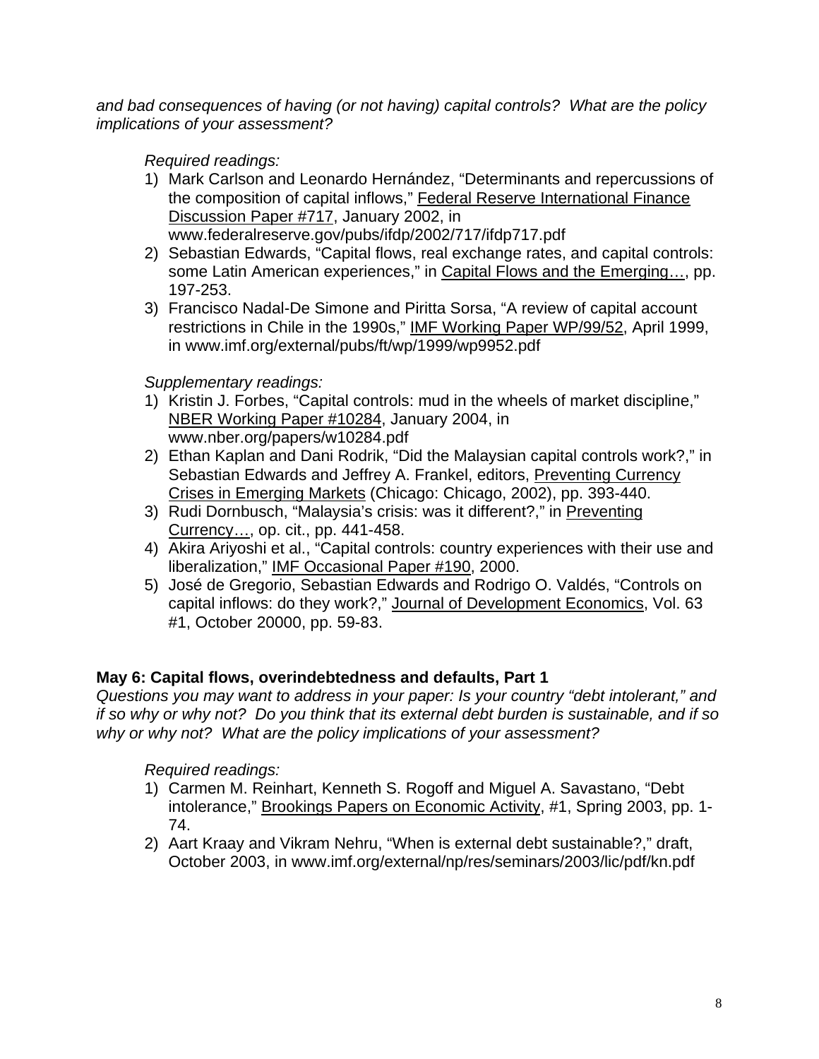*and bad consequences of having (or not having) capital controls? What are the policy implications of your assessment?*

*Required readings:*

1) Mark Carlson and Leonardo Hernández, "Determinants and repercussions of the composition of capital inflows," Federal Reserve International Finance Discussion Paper #717, January 2002, in www.federalreserve.gov/pubs/ifdp/2002/717/ifdp717.pdf
2) Sebastian Edwards, "Capital flows, real exchange rates, and capital controls: some Latin American experiences," in Capital Flows and the Emerging…, pp. 197-253.
3) Francisco Nadal-De Simone and Piritta Sorsa, "A review of capital account restrictions in Chile in the 1990s," IMF Working Paper WP/99/52, April 1999, in www.imf.org/external/pubs/ft/wp/1999/wp9952.pdf

*Supplementary readings:*

1) Kristin J. Forbes, "Capital controls: mud in the wheels of market discipline," NBER Working Paper #10284, January 2004, in www.nber.org/papers/w10284.pdf
2) Ethan Kaplan and Dani Rodrik, "Did the Malaysian capital controls work?," in Sebastian Edwards and Jeffrey A. Frankel, editors, Preventing Currency Crises in Emerging Markets (Chicago: Chicago, 2002), pp. 393-440.
3) Rudi Dornbusch, "Malaysia's crisis: was it different?," in Preventing Currency…, op. cit., pp. 441-458.
4) Akira Ariyoshi et al., "Capital controls: country experiences with their use and liberalization," IMF Occasional Paper #190, 2000.
5) José de Gregorio, Sebastian Edwards and Rodrigo O. Valdés, "Controls on capital inflows: do they work?," Journal of Development Economics, Vol. 63 #1, October 20000, pp. 59-83.

**May 6: Capital flows, overindebtedness and defaults, Part 1**

*Questions you may want to address in your paper: Is your country "debt intolerant," and if so why or why not? Do you think that its external debt burden is sustainable, and if so why or why not? What are the policy implications of your assessment?*

*Required readings:*

1) Carmen M. Reinhart, Kenneth S. Rogoff and Miguel A. Savastano, "Debt intolerance," Brookings Papers on Economic Activity, #1, Spring 2003, pp. 1-74.
2) Aart Kraay and Vikram Nehru, "When is external debt sustainable?," draft, October 2003, in www.imf.org/external/np/res/seminars/2003/lic/pdf/kn.pdf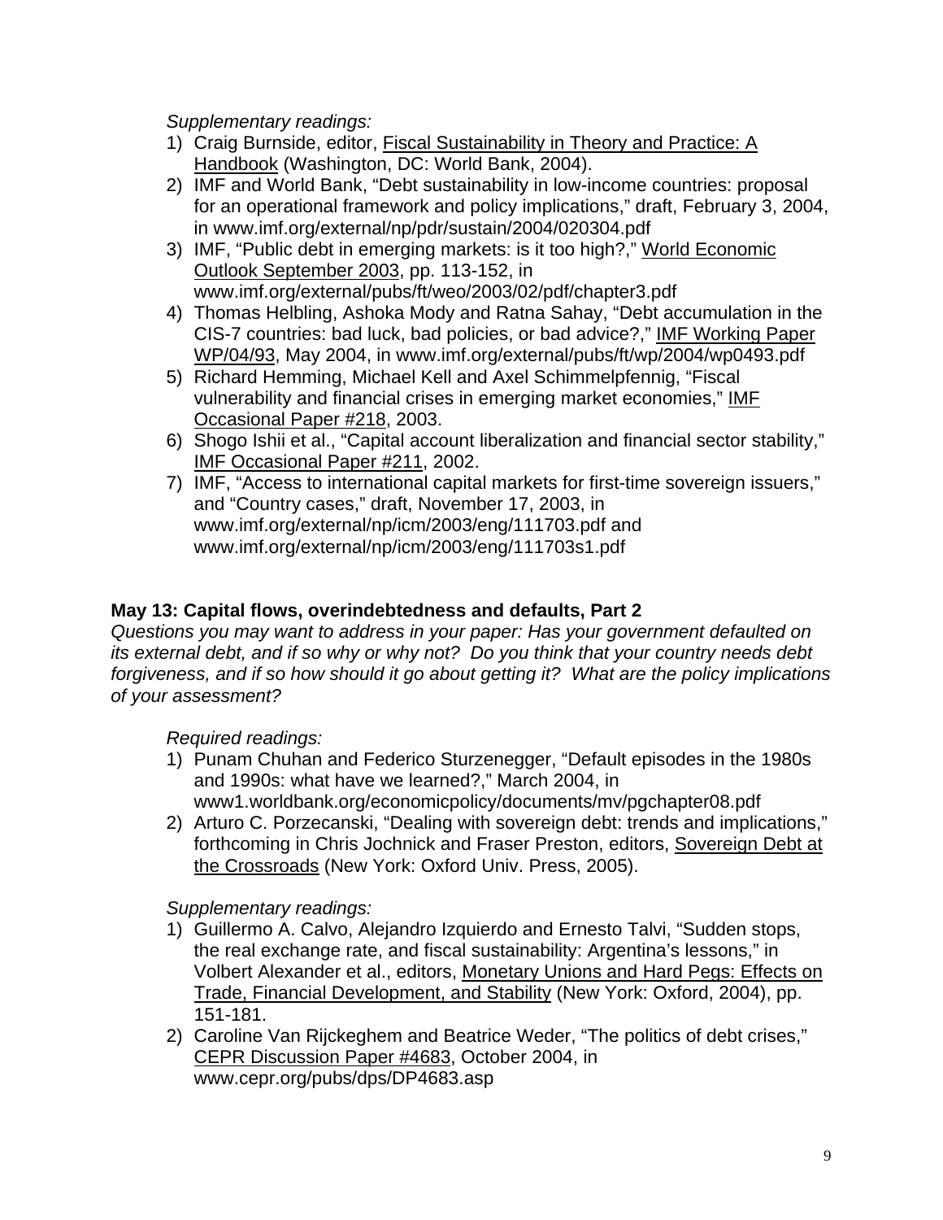*Supplementary readings:*

1) Craig Burnside, editor, Fiscal Sustainability in Theory and Practice: A Handbook (Washington, DC: World Bank, 2004).
2) IMF and World Bank, "Debt sustainability in low-income countries: proposal for an operational framework and policy implications," draft, February 3, 2004, in www.imf.org/external/np/pdr/sustain/2004/020304.pdf
3) IMF, "Public debt in emerging markets: is it too high?," World Economic Outlook September 2003, pp. 113-152, in www.imf.org/external/pubs/ft/weo/2003/02/pdf/chapter3.pdf
4) Thomas Helbling, Ashoka Mody and Ratna Sahay, "Debt accumulation in the CIS-7 countries: bad luck, bad policies, or bad advice?," IMF Working Paper WP/04/93, May 2004, in www.imf.org/external/pubs/ft/wp/2004/wp0493.pdf
5) Richard Hemming, Michael Kell and Axel Schimmelpfennig, "Fiscal vulnerability and financial crises in emerging market economies," IMF Occasional Paper #218, 2003.
6) Shogo Ishii et al., "Capital account liberalization and financial sector stability," IMF Occasional Paper #211, 2002.
7) IMF, "Access to international capital markets for first-time sovereign issuers," and "Country cases," draft, November 17, 2003, in www.imf.org/external/np/icm/2003/eng/111703.pdf and www.imf.org/external/np/icm/2003/eng/111703s1.pdf

**May 13: Capital flows, overindebtedness and defaults, Part 2**

*Questions you may want to address in your paper: Has your government defaulted on its external debt, and if so why or why not? Do you think that your country needs debt forgiveness, and if so how should it go about getting it? What are the policy implications of your assessment?*

*Required readings:*

1) Punam Chuhan and Federico Sturzenegger, "Default episodes in the 1980s and 1990s: what have we learned?," March 2004, in www1.worldbank.org/economicpolicy/documents/mv/pgchapter08.pdf
2) Arturo C. Porzecanski, "Dealing with sovereign debt: trends and implications," forthcoming in Chris Jochnick and Fraser Preston, editors, Sovereign Debt at the Crossroads (New York: Oxford Univ. Press, 2005).

*Supplementary readings:*

1) Guillermo A. Calvo, Alejandro Izquierdo and Ernesto Talvi, "Sudden stops, the real exchange rate, and fiscal sustainability: Argentina's lessons," in Volbert Alexander et al., editors, Monetary Unions and Hard Pegs: Effects on Trade, Financial Development, and Stability (New York: Oxford, 2004), pp. 151-181.
2) Caroline Van Rijckeghem and Beatrice Weder, "The politics of debt crises," CEPR Discussion Paper #4683, October 2004, in www.cepr.org/pubs/dps/DP4683.asp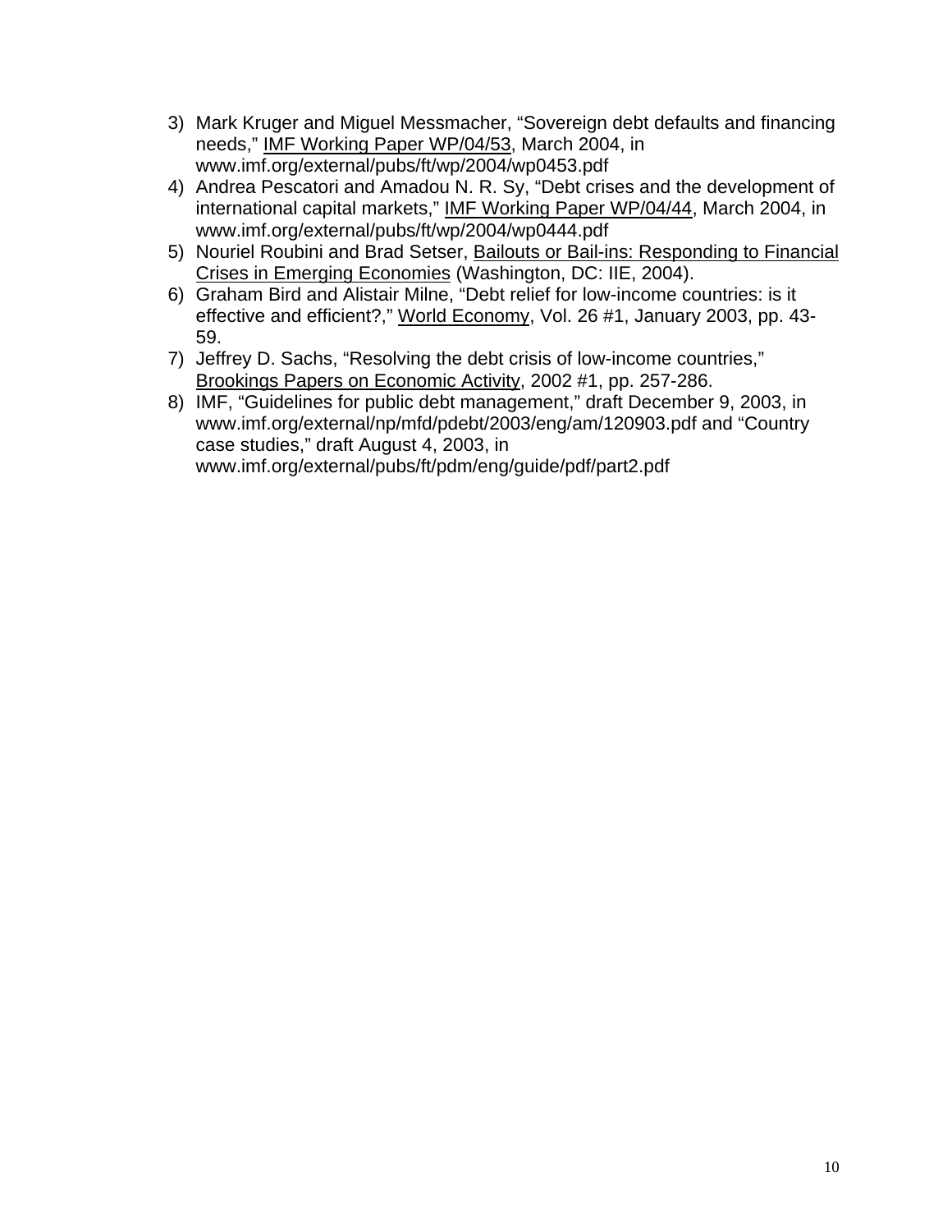3) Mark Kruger and Miguel Messmacher, "Sovereign debt defaults and financing needs," IMF Working Paper WP/04/53, March 2004, in www.imf.org/external/pubs/ft/wp/2004/wp0453.pdf
4) Andrea Pescatori and Amadou N. R. Sy, "Debt crises and the development of international capital markets," IMF Working Paper WP/04/44, March 2004, in www.imf.org/external/pubs/ft/wp/2004/wp0444.pdf
5) Nouriel Roubini and Brad Setser, Bailouts or Bail-ins: Responding to Financial Crises in Emerging Economies (Washington, DC: IIE, 2004).
6) Graham Bird and Alistair Milne, "Debt relief for low-income countries: is it effective and efficient?," World Economy, Vol. 26 #1, January 2003, pp. 43-59.
7) Jeffrey D. Sachs, "Resolving the debt crisis of low-income countries," Brookings Papers on Economic Activity, 2002 #1, pp. 257-286.
8) IMF, "Guidelines for public debt management," draft December 9, 2003, in www.imf.org/external/np/mfd/pdebt/2003/eng/am/120903.pdf and "Country case studies," draft August 4, 2003, in www.imf.org/external/pubs/ft/pdm/eng/guide/pdf/part2.pdf